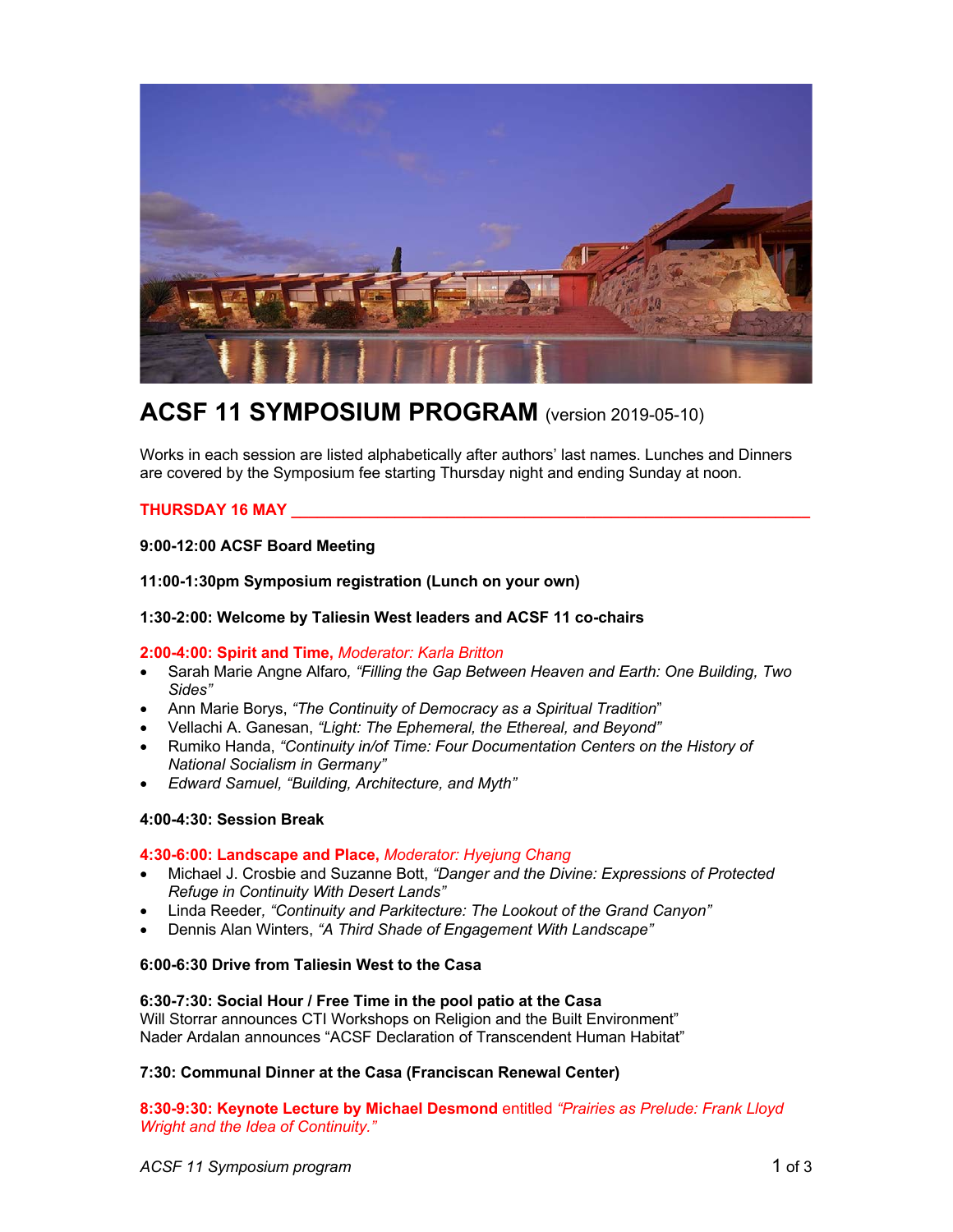# ACSF 11 SYMPOSIUM PROGRAM (version 2019-05-10)

Works in each session are listed alphabetically after authors' last names. Lunches and Dinners are covered by the Symposium fee starting Thursday night and ending Sunday at noon.

## THURSDAY 16 MAY

**9:00-12:00 ACSF Board Meeting**

**11:00-1:30pm Symposium registration (Lunch on your own)**

**1:30-2:00: Welcome by Taliesin West leaders and ACSF 11 co-chairs**

**2:00-4:00: Spirit and Time,** *Moderator: Karla Britton*

- Sarah Marie Angne Alfaro, *"Filling the Gap Between Heaven and Earth: One Building, Two Sides"*
- Ann Marie Borys, *"The Continuity of Democracy as a Spiritual Tradition"*
- Vellachi A. Ganesan, *"Light: The Ephemeral, the Ethereal, and Beyond"*
- Rumiko Handa, *"Continuity in/of Time: Four Documentation Centers on the History of National Socialism in Germany"*
- *Edward Samuel, "Building, Architecture, and Myth"*

**4:00-4:30: Session Break**

**4:30-6:00: Landscape and Place,** *Moderator: Hyejung Chang*

- Michael J. Crosbie and Suzanne Bott, *"Danger and the Divine: Expressions of Protected Refuge in Continuity With Desert Lands"*
- Linda Reeder, *"Continuity and Parkitecture: The Lookout of the Grand Canyon"*
- Dennis Alan Winters, *"A Third Shade of Engagement With Landscape"*

**6:00-6:30 Drive from Taliesin West to the Casa**

**6:30-7:30: Social Hour / Free Time in the pool patio at the Casa**
Will Storrar announces CTI Workshops on Religion and the Built Environment"
Nader Ardalan announces "ACSF Declaration of Transcendent Human Habitat"

**7:30: Communal Dinner at the Casa (Franciscan Renewal Center)**

**8:30-9:30: Keynote Lecture by Michael Desmond** entitled *"Prairies as Prelude: Frank Lloyd Wright and the Idea of Continuity."*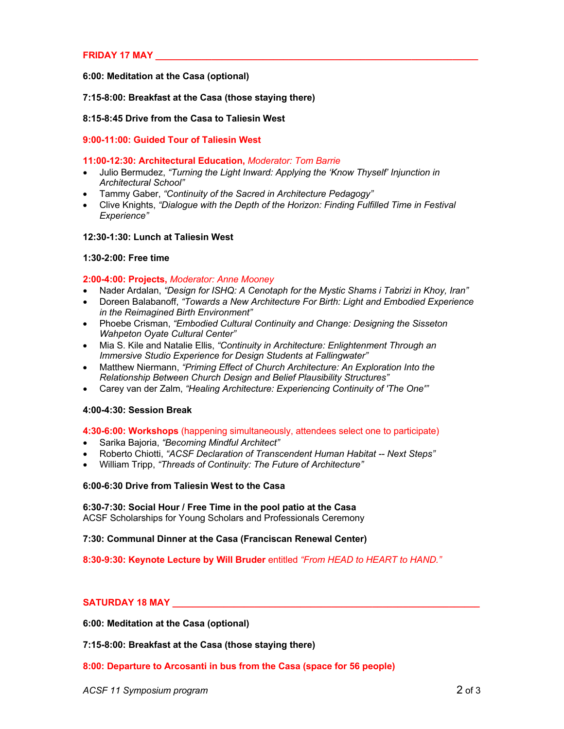## FRIDAY 17 MAY

**6:00: Meditation at the Casa (optional)**

**7:15-8:00: Breakfast at the Casa (those staying there)**

**8:15-8:45 Drive from the Casa to Taliesin West**

**9:00-11:00: Guided Tour of Taliesin West**

**11:00-12:30: Architectural Education,** *Moderator: Tom Barrie*

- Julio Bermudez, *"Turning the Light Inward: Applying the 'Know Thyself' Injunction in Architectural School"*
- Tammy Gaber, *"Continuity of the Sacred in Architecture Pedagogy"*
- Clive Knights, *"Dialogue with the Depth of the Horizon: Finding Fulfilled Time in Festival Experience"*

**12:30-1:30: Lunch at Taliesin West**

**1:30-2:00: Free time**

**2:00-4:00: Projects,** *Moderator: Anne Mooney*

- Nader Ardalan, *"Design for ISHQ: A Cenotaph for the Mystic Shams i Tabrizi in Khoy, Iran"*
- Doreen Balabanoff, *"Towards a New Architecture For Birth: Light and Embodied Experience in the Reimagined Birth Environment"*
- Phoebe Crisman, *"Embodied Cultural Continuity and Change: Designing the Sisseton Wahpeton Oyate Cultural Center"*
- Mia S. Kile and Natalie Ellis, *"Continuity in Architecture: Enlightenment Through an Immersive Studio Experience for Design Students at Fallingwater"*
- Matthew Niermann, *"Priming Effect of Church Architecture: An Exploration Into the Relationship Between Church Design and Belief Plausibility Structures"*
- Carey van der Zalm, *"Healing Architecture: Experiencing Continuity of 'The One'"*

**4:00-4:30: Session Break**

**4:30-6:00: Workshops** (happening simultaneously, attendees select one to participate)

- Sarika Bajoria, *"Becoming Mindful Architect"*
- Roberto Chiotti, *"ACSF Declaration of Transcendent Human Habitat -- Next Steps"*
- William Tripp, *"Threads of Continuity: The Future of Architecture"*

**6:00-6:30 Drive from Taliesin West to the Casa**

**6:30-7:30: Social Hour / Free Time in the pool patio at the Casa**
ACSF Scholarships for Young Scholars and Professionals Ceremony

**7:30: Communal Dinner at the Casa (Franciscan Renewal Center)**

**8:30-9:30: Keynote Lecture by Will Bruder** entitled *"From HEAD to HEART to HAND."*

## SATURDAY 18 MAY

**6:00: Meditation at the Casa (optional)**

**7:15-8:00: Breakfast at the Casa (those staying there)**

**8:00: Departure to Arcosanti in bus from the Casa (space for 56 people)**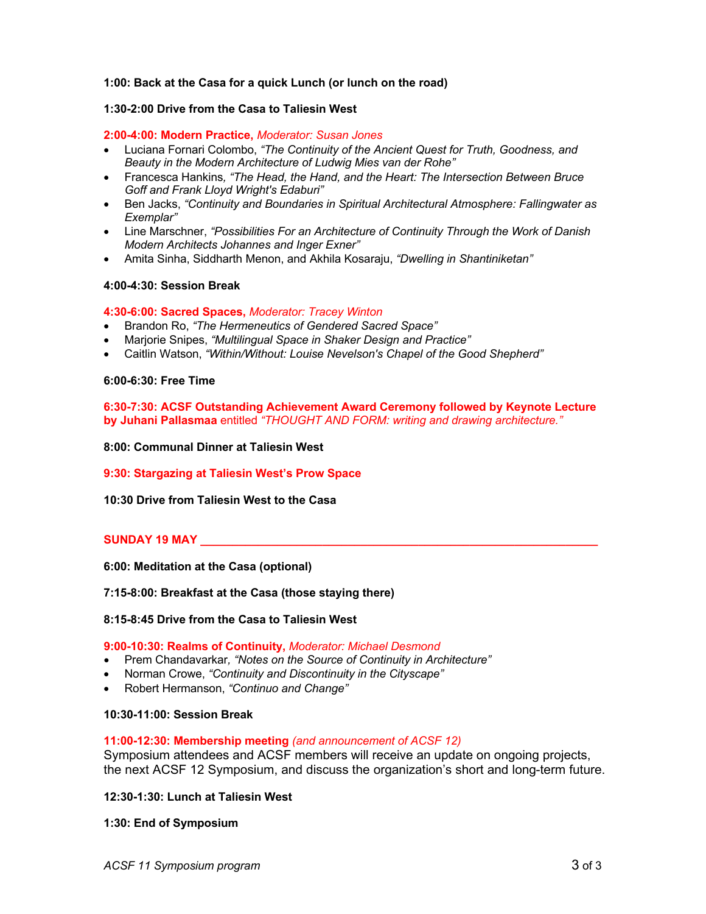**1:00: Back at the Casa for a quick Lunch (or lunch on the road)**

**1:30-2:00 Drive from the Casa to Taliesin West**

**2:00-4:00: Modern Practice,** *Moderator: Susan Jones*

- Luciana Fornari Colombo, *"The Continuity of the Ancient Quest for Truth, Goodness, and Beauty in the Modern Architecture of Ludwig Mies van der Rohe"*
- Francesca Hankins*, "The Head, the Hand, and the Heart: The Intersection Between Bruce Goff and Frank Lloyd Wright's Edaburi"*
- Ben Jacks, *"Continuity and Boundaries in Spiritual Architectural Atmosphere: Fallingwater as Exemplar"*
- Line Marschner, *"Possibilities For an Architecture of Continuity Through the Work of Danish Modern Architects Johannes and Inger Exner"*
- Amita Sinha, Siddharth Menon, and Akhila Kosaraju, *"Dwelling in Shantiniketan"*

**4:00-4:30: Session Break**

**4:30-6:00: Sacred Spaces,** *Moderator: Tracey Winton*

- Brandon Ro, *"The Hermeneutics of Gendered Sacred Space"*
- Marjorie Snipes, *"Multilingual Space in Shaker Design and Practice"*
- Caitlin Watson, *"Within/Without: Louise Nevelson's Chapel of the Good Shepherd"*

**6:00-6:30: Free Time**

**6:30-7:30: ACSF Outstanding Achievement Award Ceremony followed by Keynote Lecture by Juhani Pallasmaa** entitled *"THOUGHT AND FORM: writing and drawing architecture."*

**8:00: Communal Dinner at Taliesin West**

**9:30: Stargazing at Taliesin West's Prow Space**

**10:30 Drive from Taliesin West to the Casa**

## SUNDAY 19 MAY

**6:00: Meditation at the Casa (optional)**

**7:15-8:00: Breakfast at the Casa (those staying there)**

**8:15-8:45 Drive from the Casa to Taliesin West**

**9:00-10:30: Realms of Continuity,** *Moderator: Michael Desmond*

- Prem Chandavarkar*, "Notes on the Source of Continuity in Architecture"*
- Norman Crowe, *"Continuity and Discontinuity in the Cityscape"*
- Robert Hermanson, *"Continuo and Change"*

**10:30-11:00: Session Break**

**11:00-12:30: Membership meeting** *(and announcement of ACSF 12)*

Symposium attendees and ACSF members will receive an update on ongoing projects, the next ACSF 12 Symposium, and discuss the organization's short and long-term future.

**12:30-1:30: Lunch at Taliesin West**

**1:30: End of Symposium**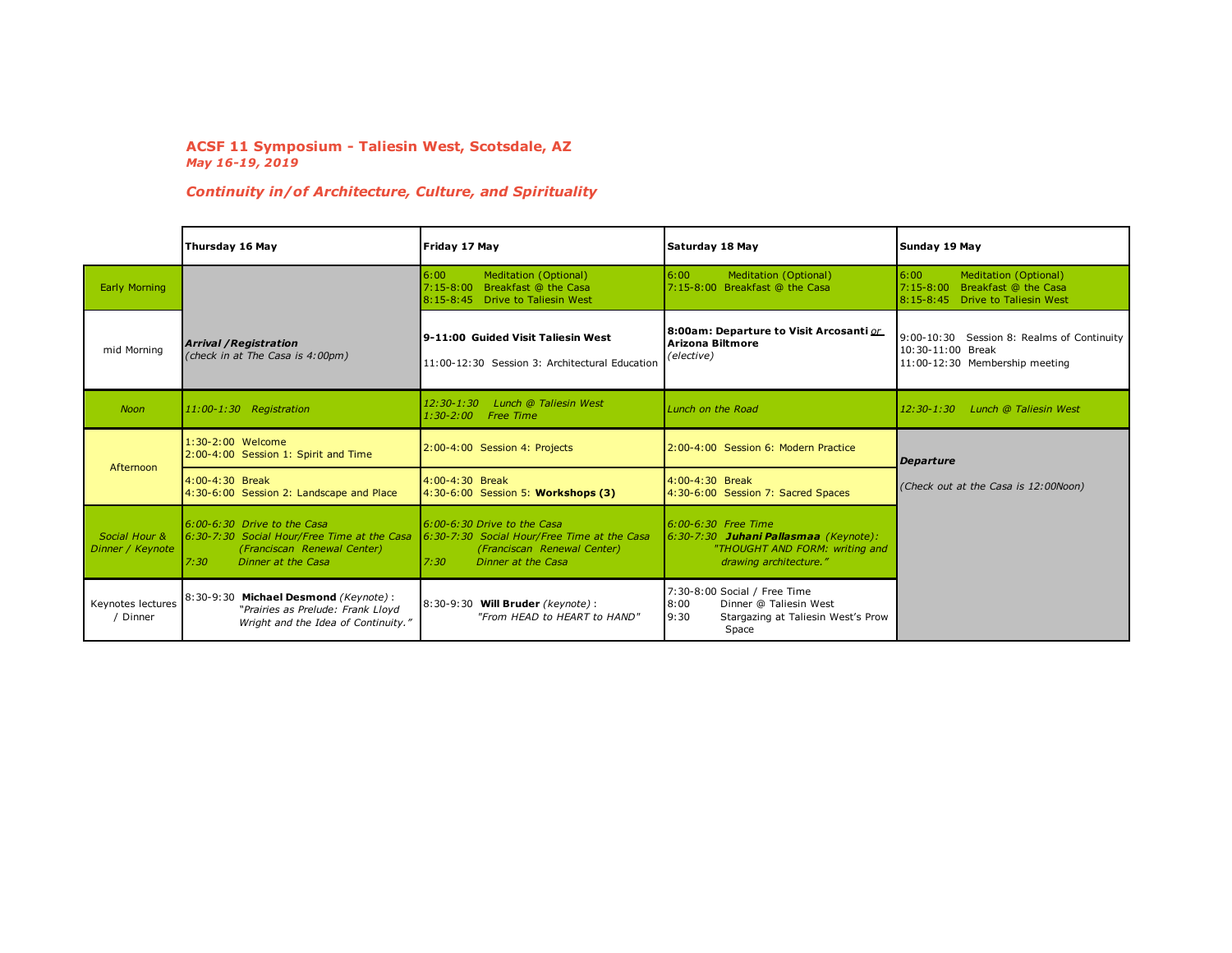## ACSF 11 Symposium - Taliesin West, Scotsdale, AZ

***May 16-19, 2019***

***Continuity in/of Architecture, Culture, and Spirituality***

| | Thursday 16 May | Friday 17 May | Saturday 18 May | Sunday 19 May |
|---|---|---|---|---|
| Early Morning | ***Arrival /Registration*** *(check in at The Casa is 4:00pm)* | 6:00 Meditation (Optional)<br>7:15-8:00 Breakfast @ the Casa<br>8:15-8:45 Drive to Taliesin West | 6:00 Meditation (Optional)<br>7:15-8:00 Breakfast @ the Casa | 6:00 Meditation (Optional)<br>7:15-8:00 Breakfast @ the Casa<br>8:15-8:45 Drive to Taliesin West |
| mid Morning | | **9-11:00 Guided Visit Taliesin West**<br>11:00-12:30 Session 3: Architectural Education | **8:00am: Departure to Visit Arcosanti** *or* **Arizona Biltmore** *(elective)* | 9:00-10:30 Session 8: Realms of Continuity<br>10:30-11:00 Break<br>11:00-12:30 Membership meeting |
| *Noon* | *11:00-1:30 Registration* | *12:30-1:30 Lunch @ Taliesin West*<br>*1:30-2:00 Free Time* | *Lunch on the Road* | *12:30-1:30 Lunch @ Taliesin West* |
| Afternoon | 1:30-2:00 Welcome<br>2:00-4:00 Session 1: Spirit and Time | 2:00-4:00 Session 4: Projects | 2:00-4:00 Session 6: Modern Practice | ***Departure***<br>*(Check out at the Casa is 12:00Noon)* |
| | 4:00-4:30 Break<br>4:30-6:00 Session 2: Landscape and Place | 4:00-4:30 Break<br>4:30-6:00 Session 5: **Workshops (3)** | 4:00-4:30 Break<br>4:30-6:00 Session 7: Sacred Spaces | |
| *Social Hour & Dinner / Keynote* | *6:00-6:30 Drive to the Casa*<br>*6:30-7:30 Social Hour/Free Time at the Casa (Franciscan Renewal Center)*<br>*7:30 Dinner at the Casa* | *6:00-6:30 Drive to the Casa*<br>*6:30-7:30 Social Hour/Free Time at the Casa (Franciscan Renewal Center)*<br>*7:30 Dinner at the Casa* | *6:00-6:30 Free Time*<br>*6:30-7:30* ***Juhani Pallasmaa*** *(Keynote): "THOUGHT AND FORM: writing and drawing architecture."* | |
| Keynotes lectures / Dinner | 8:30-9:30 **Michael Desmond** *(Keynote) : "Prairies as Prelude: Frank Lloyd Wright and the Idea of Continuity."* | 8:30-9:30 **Will Bruder** *(keynote) : "From HEAD to HEART to HAND"* | 7:30-8:00 Social / Free Time<br>8:00 Dinner @ Taliesin West<br>9:30 Stargazing at Taliesin West's Prow Space | |